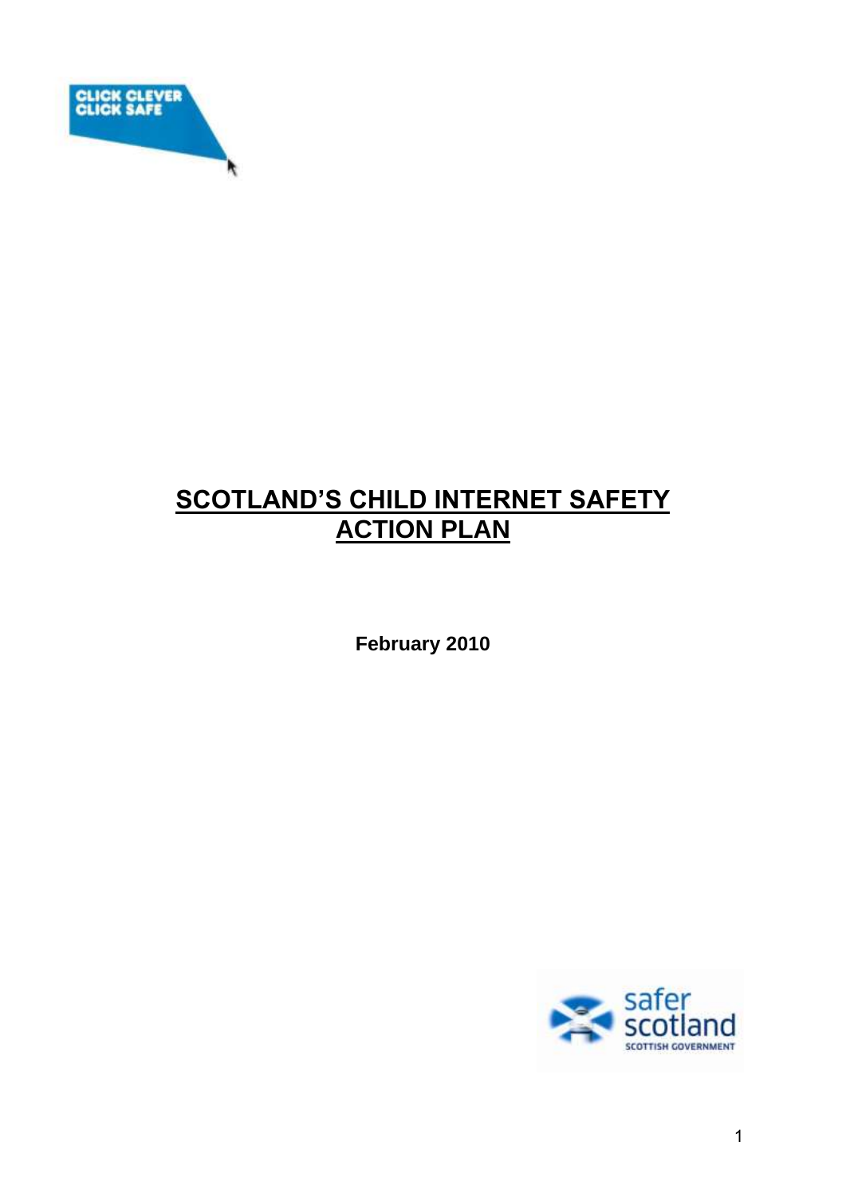CLICK CLEVER
CLICK SAFE

# SCOTLAND'S CHILD INTERNET SAFETY ACTION PLAN

**February 2010**

safer
scotland
SCOTTISH GOVERNMENT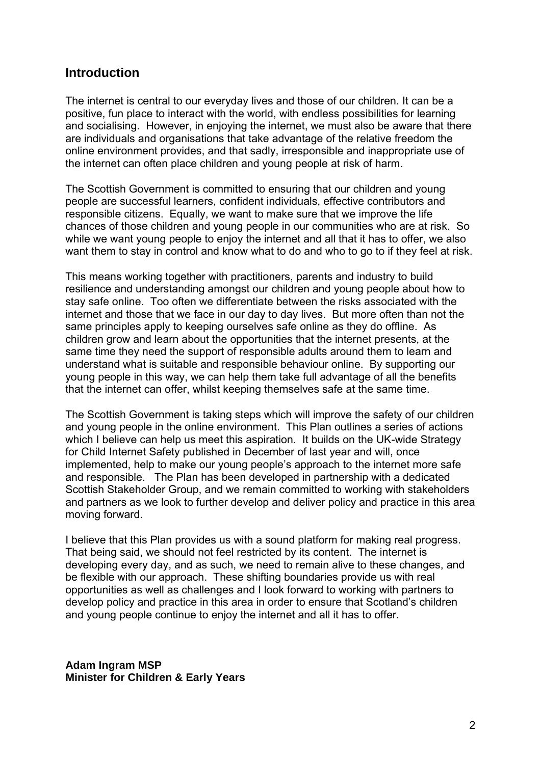## Introduction

The internet is central to our everyday lives and those of our children. It can be a positive, fun place to interact with the world, with endless possibilities for learning and socialising. However, in enjoying the internet, we must also be aware that there are individuals and organisations that take advantage of the relative freedom the online environment provides, and that sadly, irresponsible and inappropriate use of the internet can often place children and young people at risk of harm.

The Scottish Government is committed to ensuring that our children and young people are successful learners, confident individuals, effective contributors and responsible citizens. Equally, we want to make sure that we improve the life chances of those children and young people in our communities who are at risk. So while we want young people to enjoy the internet and all that it has to offer, we also want them to stay in control and know what to do and who to go to if they feel at risk.

This means working together with practitioners, parents and industry to build resilience and understanding amongst our children and young people about how to stay safe online. Too often we differentiate between the risks associated with the internet and those that we face in our day to day lives. But more often than not the same principles apply to keeping ourselves safe online as they do offline. As children grow and learn about the opportunities that the internet presents, at the same time they need the support of responsible adults around them to learn and understand what is suitable and responsible behaviour online. By supporting our young people in this way, we can help them take full advantage of all the benefits that the internet can offer, whilst keeping themselves safe at the same time.

The Scottish Government is taking steps which will improve the safety of our children and young people in the online environment. This Plan outlines a series of actions which I believe can help us meet this aspiration. It builds on the UK-wide Strategy for Child Internet Safety published in December of last year and will, once implemented, help to make our young people's approach to the internet more safe and responsible. The Plan has been developed in partnership with a dedicated Scottish Stakeholder Group, and we remain committed to working with stakeholders and partners as we look to further develop and deliver policy and practice in this area moving forward.

I believe that this Plan provides us with a sound platform for making real progress. That being said, we should not feel restricted by its content. The internet is developing every day, and as such, we need to remain alive to these changes, and be flexible with our approach. These shifting boundaries provide us with real opportunities as well as challenges and I look forward to working with partners to develop policy and practice in this area in order to ensure that Scotland's children and young people continue to enjoy the internet and all it has to offer.

**Adam Ingram MSP**
**Minister for Children & Early Years**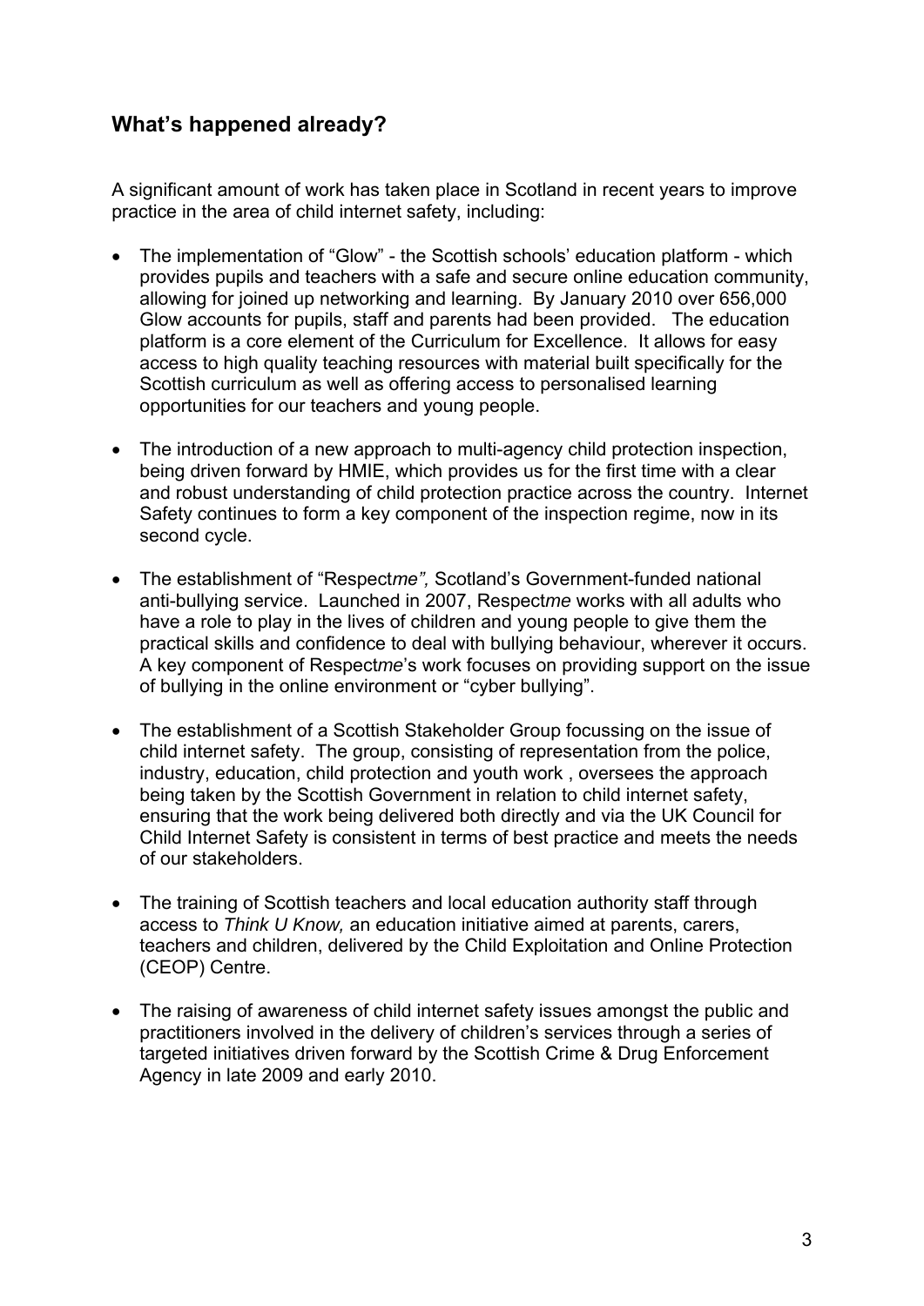## What's happened already?

A significant amount of work has taken place in Scotland in recent years to improve practice in the area of child internet safety, including:

- The implementation of "Glow" - the Scottish schools' education platform - which provides pupils and teachers with a safe and secure online education community, allowing for joined up networking and learning. By January 2010 over 656,000 Glow accounts for pupils, staff and parents had been provided. The education platform is a core element of the Curriculum for Excellence. It allows for easy access to high quality teaching resources with material built specifically for the Scottish curriculum as well as offering access to personalised learning opportunities for our teachers and young people.

- The introduction of a new approach to multi-agency child protection inspection, being driven forward by HMIE, which provides us for the first time with a clear and robust understanding of child protection practice across the country. Internet Safety continues to form a key component of the inspection regime, now in its second cycle.

- The establishment of "Respect*me",* Scotland's Government-funded national anti-bullying service. Launched in 2007, Respect*me* works with all adults who have a role to play in the lives of children and young people to give them the practical skills and confidence to deal with bullying behaviour, wherever it occurs. A key component of Respect*me*'s work focuses on providing support on the issue of bullying in the online environment or "cyber bullying".

- The establishment of a Scottish Stakeholder Group focussing on the issue of child internet safety. The group, consisting of representation from the police, industry, education, child protection and youth work , oversees the approach being taken by the Scottish Government in relation to child internet safety, ensuring that the work being delivered both directly and via the UK Council for Child Internet Safety is consistent in terms of best practice and meets the needs of our stakeholders.

- The training of Scottish teachers and local education authority staff through access to *Think U Know,* an education initiative aimed at parents, carers, teachers and children, delivered by the Child Exploitation and Online Protection (CEOP) Centre.

- The raising of awareness of child internet safety issues amongst the public and practitioners involved in the delivery of children's services through a series of targeted initiatives driven forward by the Scottish Crime & Drug Enforcement Agency in late 2009 and early 2010.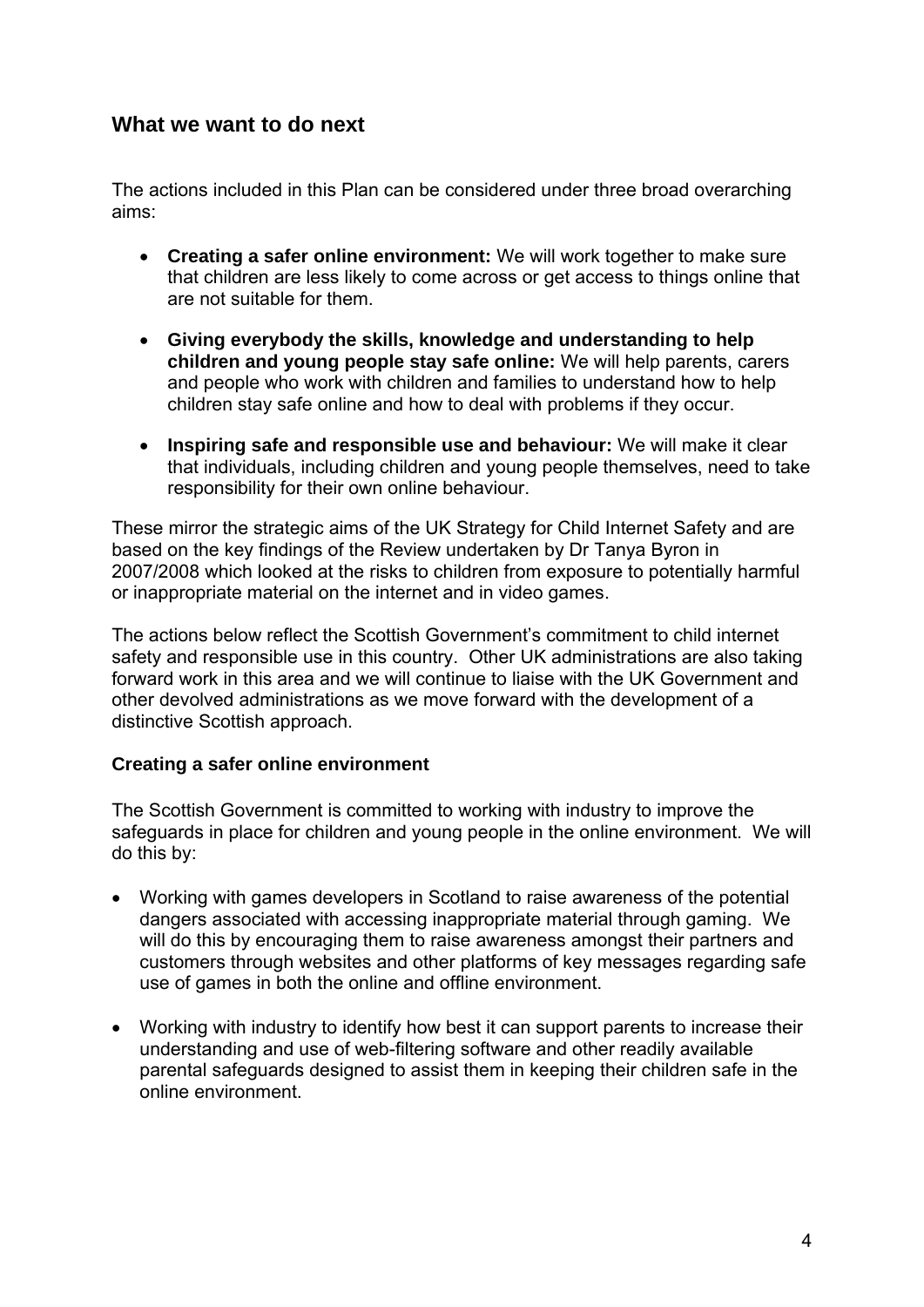## What we want to do next

The actions included in this Plan can be considered under three broad overarching aims:

- **Creating a safer online environment:** We will work together to make sure that children are less likely to come across or get access to things online that are not suitable for them.
- **Giving everybody the skills, knowledge and understanding to help children and young people stay safe online:** We will help parents, carers and people who work with children and families to understand how to help children stay safe online and how to deal with problems if they occur.
- **Inspiring safe and responsible use and behaviour:** We will make it clear that individuals, including children and young people themselves, need to take responsibility for their own online behaviour.

These mirror the strategic aims of the UK Strategy for Child Internet Safety and are based on the key findings of the Review undertaken by Dr Tanya Byron in 2007/2008 which looked at the risks to children from exposure to potentially harmful or inappropriate material on the internet and in video games.

The actions below reflect the Scottish Government's commitment to child internet safety and responsible use in this country. Other UK administrations are also taking forward work in this area and we will continue to liaise with the UK Government and other devolved administrations as we move forward with the development of a distinctive Scottish approach.

### Creating a safer online environment

The Scottish Government is committed to working with industry to improve the safeguards in place for children and young people in the online environment. We will do this by:

- Working with games developers in Scotland to raise awareness of the potential dangers associated with accessing inappropriate material through gaming. We will do this by encouraging them to raise awareness amongst their partners and customers through websites and other platforms of key messages regarding safe use of games in both the online and offline environment.
- Working with industry to identify how best it can support parents to increase their understanding and use of web-filtering software and other readily available parental safeguards designed to assist them in keeping their children safe in the online environment.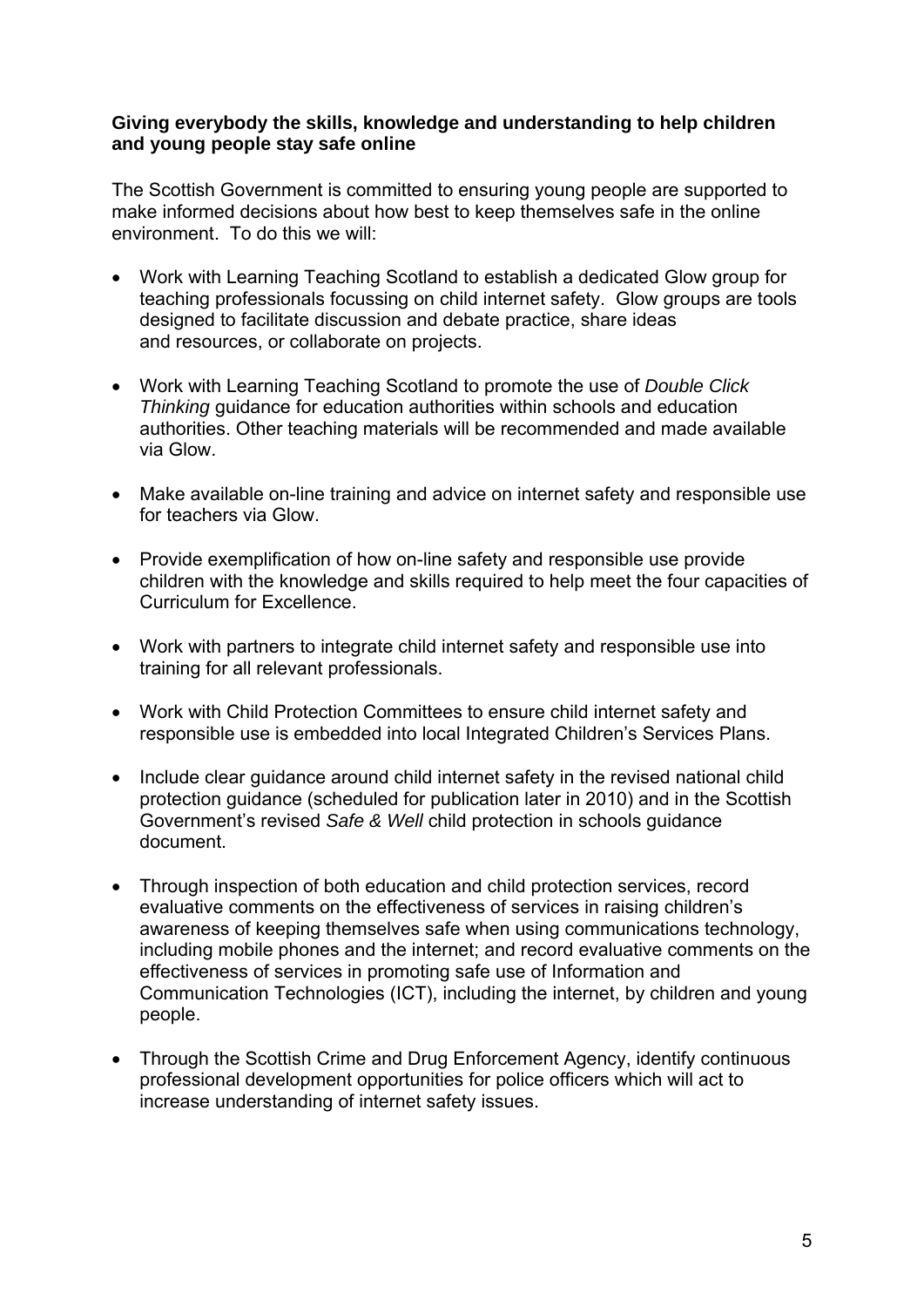**Giving everybody the skills, knowledge and understanding to help children and young people stay safe online**

The Scottish Government is committed to ensuring young people are supported to make informed decisions about how best to keep themselves safe in the online environment. To do this we will:

- Work with Learning Teaching Scotland to establish a dedicated Glow group for teaching professionals focussing on child internet safety. Glow groups are tools designed to facilitate discussion and debate practice, share ideas and resources, or collaborate on projects.

- Work with Learning Teaching Scotland to promote the use of *Double Click Thinking* guidance for education authorities within schools and education authorities. Other teaching materials will be recommended and made available via Glow.

- Make available on-line training and advice on internet safety and responsible use for teachers via Glow.

- Provide exemplification of how on-line safety and responsible use provide children with the knowledge and skills required to help meet the four capacities of Curriculum for Excellence.

- Work with partners to integrate child internet safety and responsible use into training for all relevant professionals.

- Work with Child Protection Committees to ensure child internet safety and responsible use is embedded into local Integrated Children's Services Plans.

- Include clear guidance around child internet safety in the revised national child protection guidance (scheduled for publication later in 2010) and in the Scottish Government's revised *Safe & Well* child protection in schools guidance document.

- Through inspection of both education and child protection services, record evaluative comments on the effectiveness of services in raising children's awareness of keeping themselves safe when using communications technology, including mobile phones and the internet; and record evaluative comments on the effectiveness of services in promoting safe use of Information and Communication Technologies (ICT), including the internet, by children and young people.

- Through the Scottish Crime and Drug Enforcement Agency, identify continuous professional development opportunities for police officers which will act to increase understanding of internet safety issues.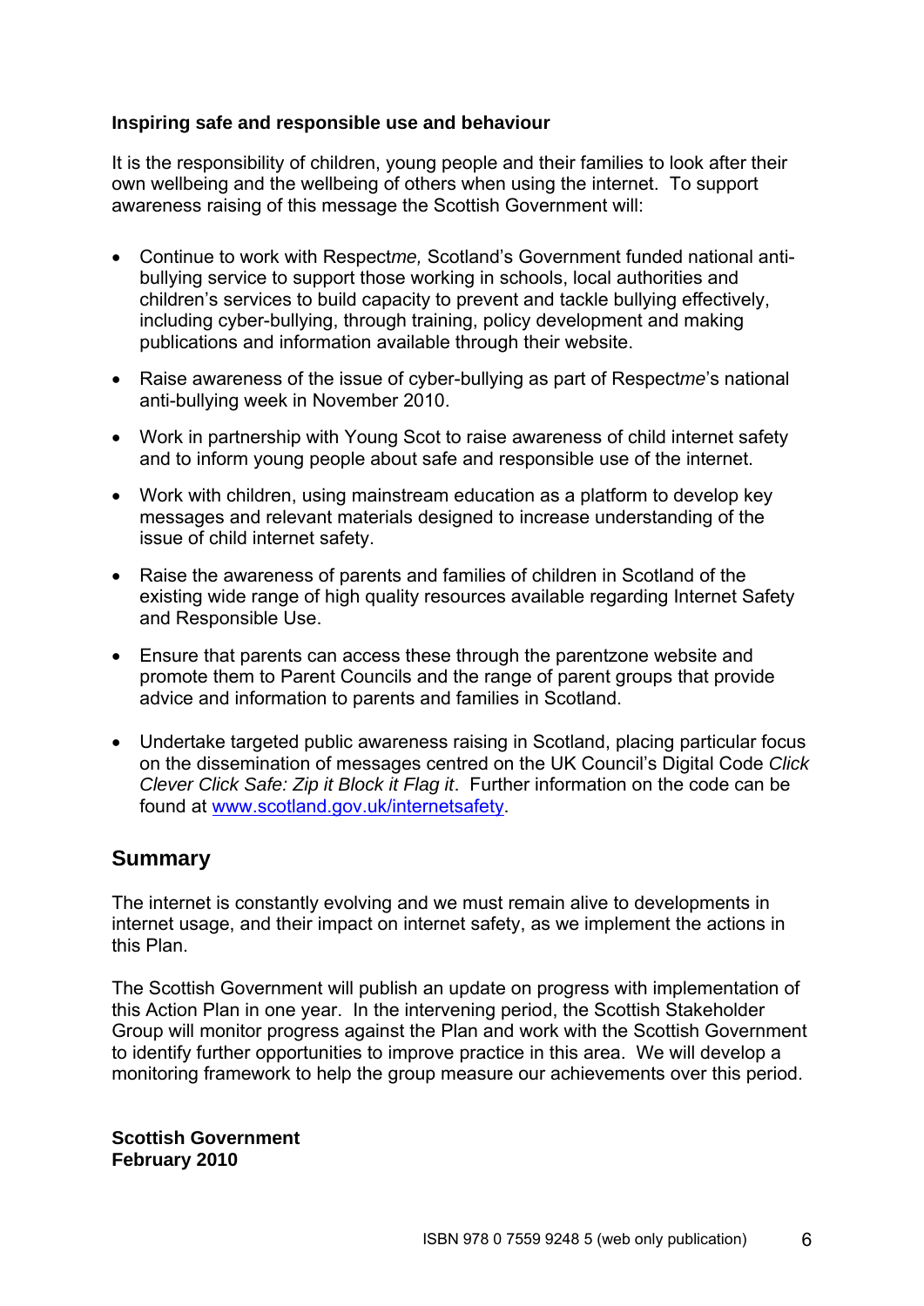**Inspiring safe and responsible use and behaviour**

It is the responsibility of children, young people and their families to look after their own wellbeing and the wellbeing of others when using the internet. To support awareness raising of this message the Scottish Government will:

- Continue to work with Respect*me,* Scotland's Government funded national anti-bullying service to support those working in schools, local authorities and children's services to build capacity to prevent and tackle bullying effectively, including cyber-bullying, through training, policy development and making publications and information available through their website.
- Raise awareness of the issue of cyber-bullying as part of Respect*me*'s national anti-bullying week in November 2010.
- Work in partnership with Young Scot to raise awareness of child internet safety and to inform young people about safe and responsible use of the internet.
- Work with children, using mainstream education as a platform to develop key messages and relevant materials designed to increase understanding of the issue of child internet safety.
- Raise the awareness of parents and families of children in Scotland of the existing wide range of high quality resources available regarding Internet Safety and Responsible Use.
- Ensure that parents can access these through the parentzone website and promote them to Parent Councils and the range of parent groups that provide advice and information to parents and families in Scotland.
- Undertake targeted public awareness raising in Scotland, placing particular focus on the dissemination of messages centred on the UK Council's Digital Code *Click Clever Click Safe: Zip it Block it Flag it*. Further information on the code can be found at [www.scotland.gov.uk/internetsafety](www.scotland.gov.uk/internetsafety).

## Summary

The internet is constantly evolving and we must remain alive to developments in internet usage, and their impact on internet safety, as we implement the actions in this Plan.

The Scottish Government will publish an update on progress with implementation of this Action Plan in one year. In the intervening period, the Scottish Stakeholder Group will monitor progress against the Plan and work with the Scottish Government to identify further opportunities to improve practice in this area. We will develop a monitoring framework to help the group measure our achievements over this period.

**Scottish Government**
**February 2010**

ISBN 978 0 7559 9248 5 (web only publication)